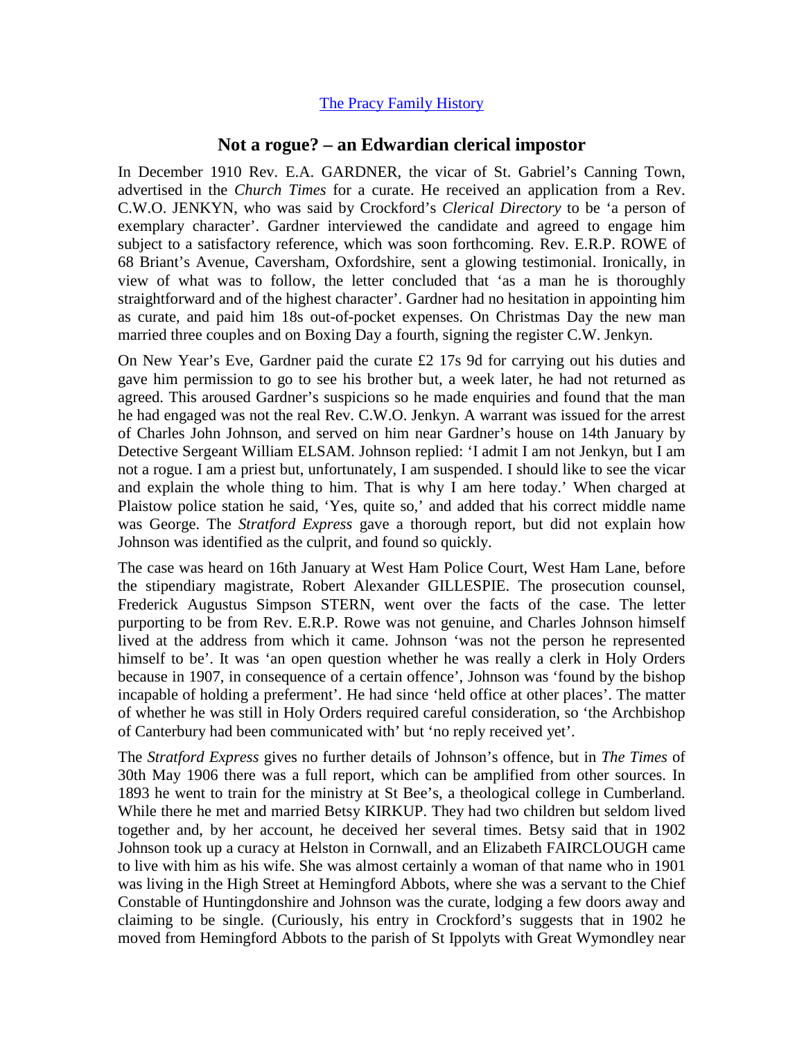[The Pracy Family History]

## Not a rogue? – an Edwardian clerical impostor

In December 1910 Rev. E.A. GARDNER, the vicar of St. Gabriel's Canning Town, advertised in the *Church Times* for a curate. He received an application from a Rev. C.W.O. JENKYN, who was said by Crockford's *Clerical Directory* to be 'a person of exemplary character'. Gardner interviewed the candidate and agreed to engage him subject to a satisfactory reference, which was soon forthcoming. Rev. E.R.P. ROWE of 68 Briant's Avenue, Caversham, Oxfordshire, sent a glowing testimonial. Ironically, in view of what was to follow, the letter concluded that 'as a man he is thoroughly straightforward and of the highest character'. Gardner had no hesitation in appointing him as curate, and paid him 18s out-of-pocket expenses. On Christmas Day the new man married three couples and on Boxing Day a fourth, signing the register C.W. Jenkyn.

On New Year's Eve, Gardner paid the curate £2 17s 9d for carrying out his duties and gave him permission to go to see his brother but, a week later, he had not returned as agreed. This aroused Gardner's suspicions so he made enquiries and found that the man he had engaged was not the real Rev. C.W.O. Jenkyn. A warrant was issued for the arrest of Charles John Johnson, and served on him near Gardner's house on 14th January by Detective Sergeant William ELSAM. Johnson replied: 'I admit I am not Jenkyn, but I am not a rogue. I am a priest but, unfortunately, I am suspended. I should like to see the vicar and explain the whole thing to him. That is why I am here today.' When charged at Plaistow police station he said, 'Yes, quite so,' and added that his correct middle name was George. The *Stratford Express* gave a thorough report, but did not explain how Johnson was identified as the culprit, and found so quickly.

The case was heard on 16th January at West Ham Police Court, West Ham Lane, before the stipendiary magistrate, Robert Alexander GILLESPIE. The prosecution counsel, Frederick Augustus Simpson STERN, went over the facts of the case. The letter purporting to be from Rev. E.R.P. Rowe was not genuine, and Charles Johnson himself lived at the address from which it came. Johnson 'was not the person he represented himself to be'. It was 'an open question whether he was really a clerk in Holy Orders because in 1907, in consequence of a certain offence', Johnson was 'found by the bishop incapable of holding a preferment'. He had since 'held office at other places'. The matter of whether he was still in Holy Orders required careful consideration, so 'the Archbishop of Canterbury had been communicated with' but 'no reply received yet'.

The *Stratford Express* gives no further details of Johnson's offence, but in *The Times* of 30th May 1906 there was a full report, which can be amplified from other sources. In 1893 he went to train for the ministry at St Bee's, a theological college in Cumberland. While there he met and married Betsy KIRKUP. They had two children but seldom lived together and, by her account, he deceived her several times. Betsy said that in 1902 Johnson took up a curacy at Helston in Cornwall, and an Elizabeth FAIRCLOUGH came to live with him as his wife. She was almost certainly a woman of that name who in 1901 was living in the High Street at Hemingford Abbots, where she was a servant to the Chief Constable of Huntingdonshire and Johnson was the curate, lodging a few doors away and claiming to be single. (Curiously, his entry in Crockford's suggests that in 1902 he moved from Hemingford Abbots to the parish of St Ippolyts with Great Wymondley near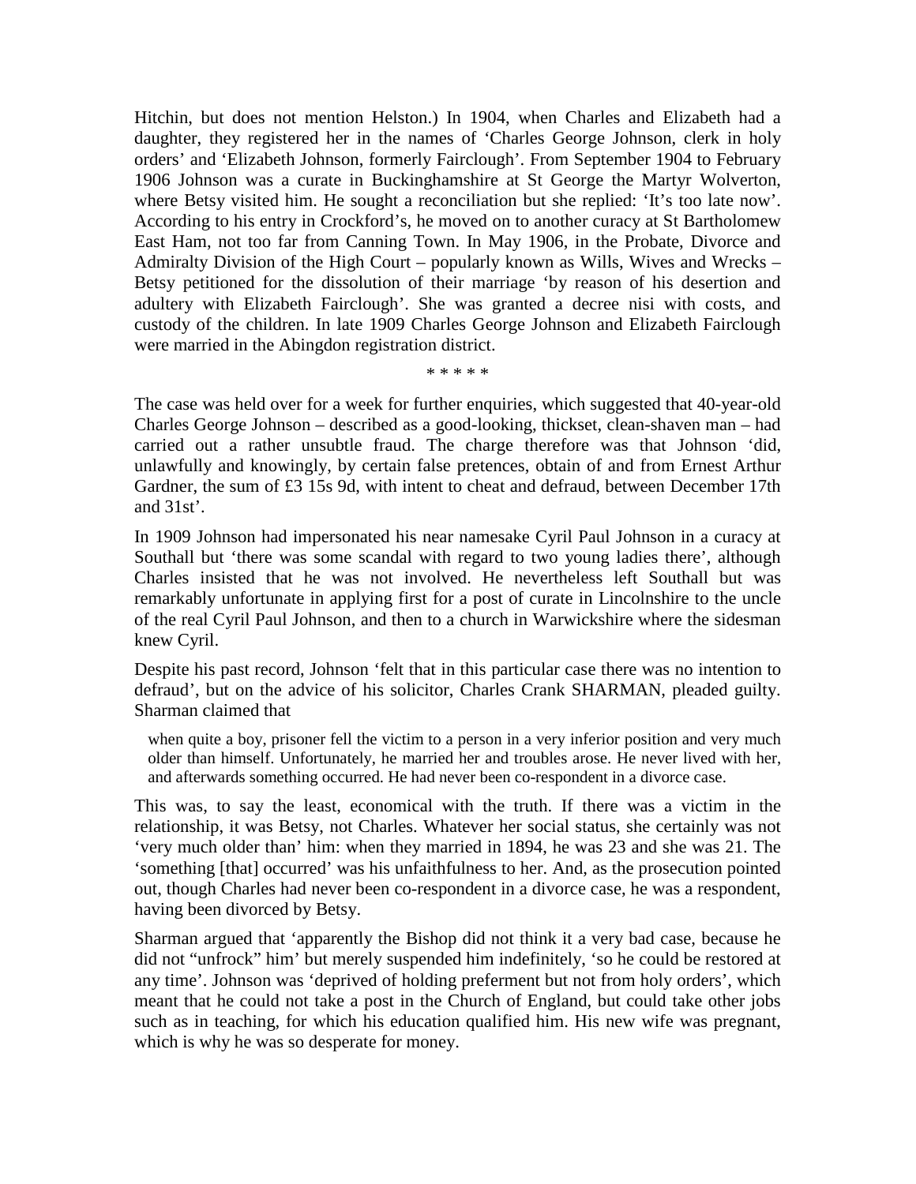Hitchin, but does not mention Helston.) In 1904, when Charles and Elizabeth had a daughter, they registered her in the names of 'Charles George Johnson, clerk in holy orders' and 'Elizabeth Johnson, formerly Fairclough'. From September 1904 to February 1906 Johnson was a curate in Buckinghamshire at St George the Martyr Wolverton, where Betsy visited him. He sought a reconciliation but she replied: 'It's too late now'. According to his entry in Crockford's, he moved on to another curacy at St Bartholomew East Ham, not too far from Canning Town. In May 1906, in the Probate, Divorce and Admiralty Division of the High Court – popularly known as Wills, Wives and Wrecks – Betsy petitioned for the dissolution of their marriage 'by reason of his desertion and adultery with Elizabeth Fairclough'. She was granted a decree nisi with costs, and custody of the children. In late 1909 Charles George Johnson and Elizabeth Fairclough were married in the Abingdon registration district.

\* \* \* \* \*

The case was held over for a week for further enquiries, which suggested that 40-year-old Charles George Johnson – described as a good-looking, thickset, clean-shaven man – had carried out a rather unsubtle fraud. The charge therefore was that Johnson 'did, unlawfully and knowingly, by certain false pretences, obtain of and from Ernest Arthur Gardner, the sum of £3 15s 9d, with intent to cheat and defraud, between December 17th and 31st'.

In 1909 Johnson had impersonated his near namesake Cyril Paul Johnson in a curacy at Southall but 'there was some scandal with regard to two young ladies there', although Charles insisted that he was not involved. He nevertheless left Southall but was remarkably unfortunate in applying first for a post of curate in Lincolnshire to the uncle of the real Cyril Paul Johnson, and then to a church in Warwickshire where the sidesman knew Cyril.

Despite his past record, Johnson 'felt that in this particular case there was no intention to defraud', but on the advice of his solicitor, Charles Crank SHARMAN, pleaded guilty. Sharman claimed that

> when quite a boy, prisoner fell the victim to a person in a very inferior position and very much older than himself. Unfortunately, he married her and troubles arose. He never lived with her, and afterwards something occurred. He had never been co-respondent in a divorce case.

This was, to say the least, economical with the truth. If there was a victim in the relationship, it was Betsy, not Charles. Whatever her social status, she certainly was not 'very much older than' him: when they married in 1894, he was 23 and she was 21. The 'something [that] occurred' was his unfaithfulness to her. And, as the prosecution pointed out, though Charles had never been co-respondent in a divorce case, he was a respondent, having been divorced by Betsy.

Sharman argued that 'apparently the Bishop did not think it a very bad case, because he did not "unfrock" him' but merely suspended him indefinitely, 'so he could be restored at any time'. Johnson was 'deprived of holding preferment but not from holy orders', which meant that he could not take a post in the Church of England, but could take other jobs such as in teaching, for which his education qualified him. His new wife was pregnant, which is why he was so desperate for money.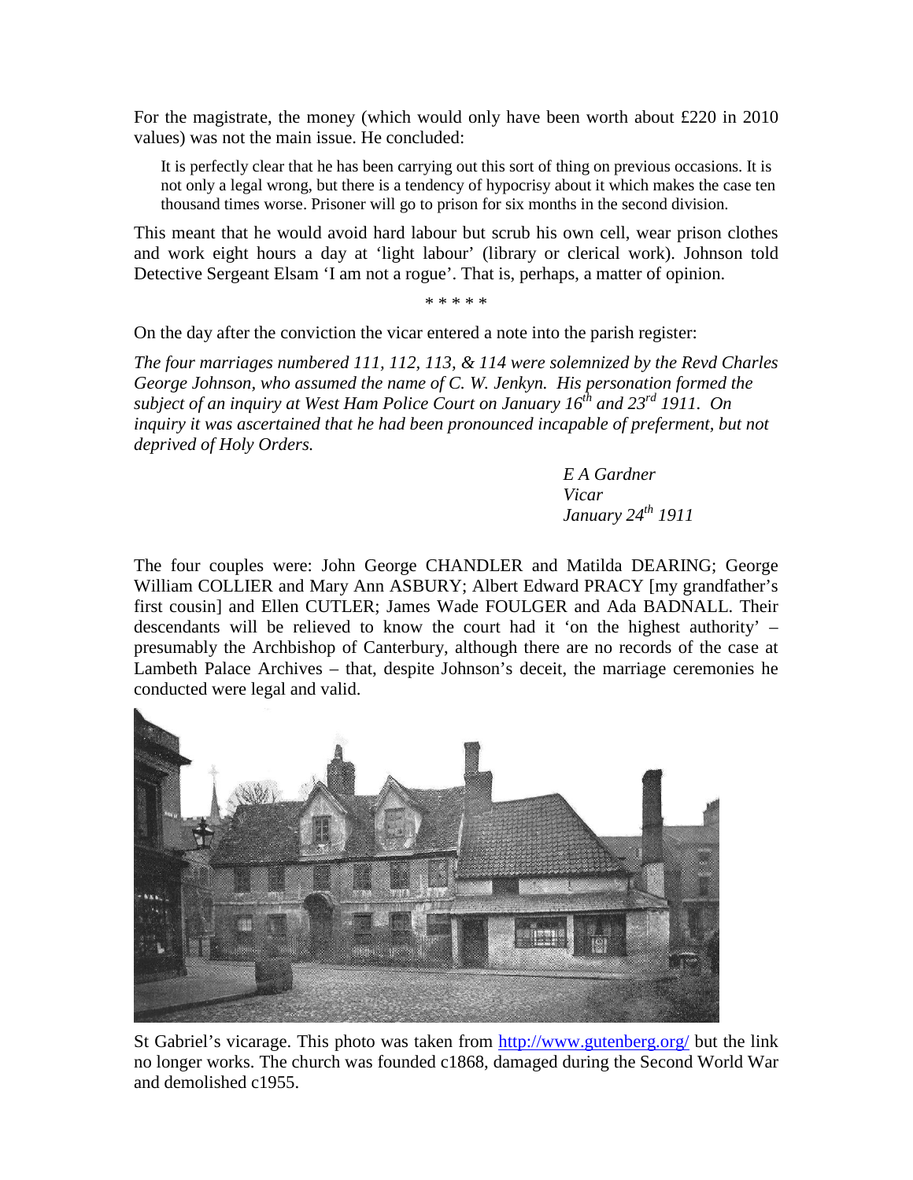For the magistrate, the money (which would only have been worth about £220 in 2010 values) was not the main issue. He concluded:

> It is perfectly clear that he has been carrying out this sort of thing on previous occasions. It is not only a legal wrong, but there is a tendency of hypocrisy about it which makes the case ten thousand times worse. Prisoner will go to prison for six months in the second division.

This meant that he would avoid hard labour but scrub his own cell, wear prison clothes and work eight hours a day at 'light labour' (library or clerical work). Johnson told Detective Sergeant Elsam 'I am not a rogue'. That is, perhaps, a matter of opinion.

\* \* \* \* \*

On the day after the conviction the vicar entered a note into the parish register:

*The four marriages numbered 111, 112, 113, & 114 were solemnized by the Revd Charles George Johnson, who assumed the name of C. W. Jenkyn. His personation formed the subject of an inquiry at West Ham Police Court on January 16th and 23rd 1911. On inquiry it was ascertained that he had been pronounced incapable of preferment, but not deprived of Holy Orders.*

*E A Gardner*
*Vicar*
*January 24th 1911*

The four couples were: John George CHANDLER and Matilda DEARING; George William COLLIER and Mary Ann ASBURY; Albert Edward PRACY [my grandfather's first cousin] and Ellen CUTLER; James Wade FOULGER and Ada BADNALL. Their descendants will be relieved to know the court had it 'on the highest authority' – presumably the Archbishop of Canterbury, although there are no records of the case at Lambeth Palace Archives – that, despite Johnson's deceit, the marriage ceremonies he conducted were legal and valid.

St Gabriel's vicarage. This photo was taken from http://www.gutenberg.org/ but the link no longer works. The church was founded c1868, damaged during the Second World War and demolished c1955.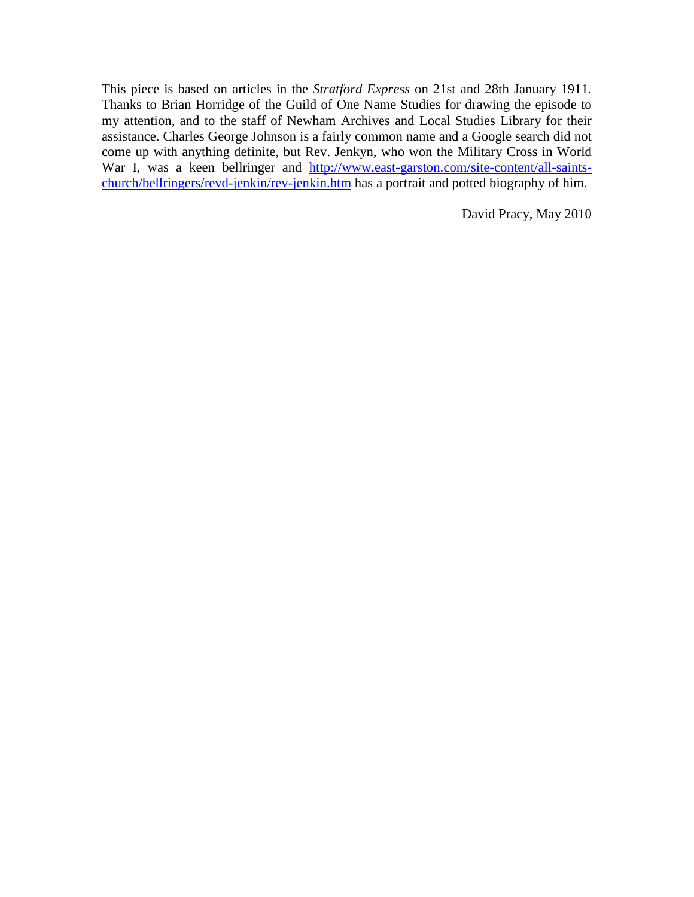This piece is based on articles in the *Stratford Express* on 21st and 28th January 1911. Thanks to Brian Horridge of the Guild of One Name Studies for drawing the episode to my attention, and to the staff of Newham Archives and Local Studies Library for their assistance. Charles George Johnson is a fairly common name and a Google search did not come up with anything definite, but Rev. Jenkyn, who won the Military Cross in World War I, was a keen bellringer and [http://www.east-garston.com/site-content/all-saints-church/bellringers/revd-jenkin/rev-jenkin.htm](http://www.east-garston.com/site-content/all-saints-church/bellringers/revd-jenkin/rev-jenkin.htm) has a portrait and potted biography of him.

David Pracy, May 2010